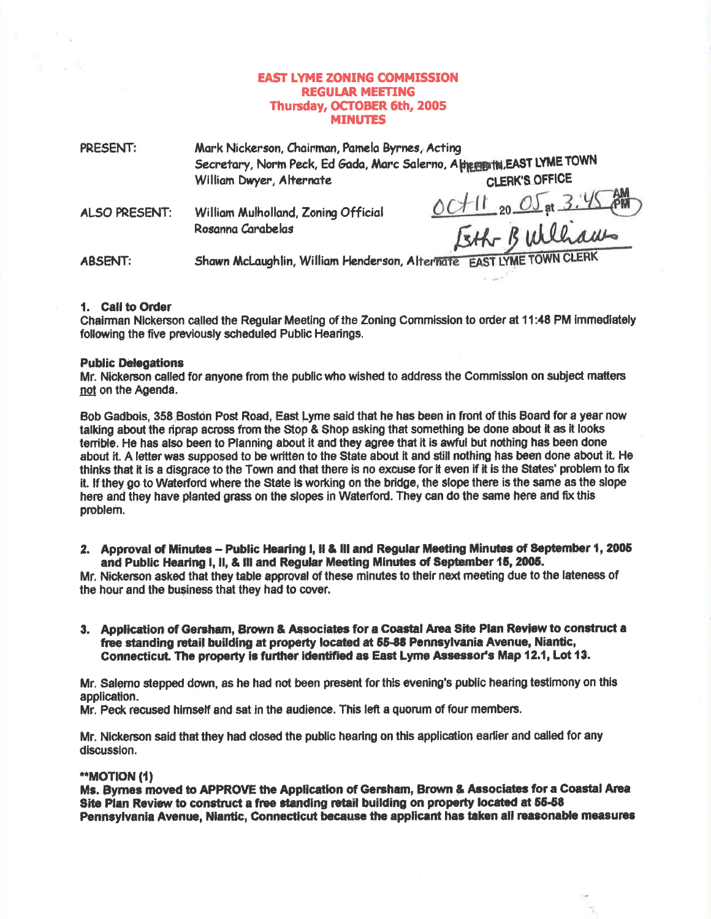# EAST LYME ZONING COMMISSION
## REGULAR MEETING
### Thursday, OCTOBER 6th, 2005
### MINUTES

PRESENT: Mark Nickerson, Chairman, Pamela Byrnes, Acting Secretary, Norm Peck, Ed Gada, Marc Salerno, Alternate, William Dwyer, Alternate

FILED IN EAST LYME TOWN CLERK'S OFFICE
Oct 11 20 05 at 3:45 PM
Esther B Williams
EAST LYME TOWN CLERK

ALSO PRESENT: William Mulholland, Zoning Official, Rosanna Carabelas

ABSENT: Shawn McLaughlin, William Henderson, Alternate

**1. Call to Order**

Chairman Nickerson called the Regular Meeting of the Zoning Commission to order at 11:48 PM immediately following the five previously scheduled Public Hearings.

**Public Delegations**

Mr. Nickerson called for anyone from the public who wished to address the Commission on subject matters not on the Agenda.

Bob Gadbois, 358 Boston Post Road, East Lyme said that he has been in front of this Board for a year now talking about the riprap across from the Stop & Shop asking that something be done about it as it looks terrible. He has also been to Planning about it and they agree that it is awful but nothing has been done about it. A letter was supposed to be written to the State about it and still nothing has been done about it. He thinks that it is a disgrace to the Town and that there is no excuse for it even if it is the States' problem to fix it. If they go to Waterford where the State is working on the bridge, the slope there is the same as the slope here and they have planted grass on the slopes in Waterford. They can do the same here and fix this problem.

**2. Approval of Minutes – Public Hearing I, II & III and Regular Meeting Minutes of September 1, 2005 and Public Hearing I, II, & III and Regular Meeting Minutes of September 15, 2005.**

Mr. Nickerson asked that they table approval of these minutes to their next meeting due to the lateness of the hour and the business that they had to cover.

**3. Application of Gersham, Brown & Associates for a Coastal Area Site Plan Review to construct a free standing retail building at property located at 55-58 Pennsylvania Avenue, Niantic, Connecticut. The property is further identified as East Lyme Assessor's Map 12.1, Lot 13.**

Mr. Salerno stepped down, as he had not been present for this evening's public hearing testimony on this application.

Mr. Peck recused himself and sat in the audience. This left a quorum of four members.

Mr. Nickerson said that they had closed the public hearing on this application earlier and called for any discussion.

**MOTION (1)**

**Ms. Byrnes moved to APPROVE the Application of Gersham, Brown & Associates for a Coastal Area Site Plan Review to construct a free standing retail building on property located at 55-58 Pennsylvania Avenue, Niantic, Connecticut because the applicant has taken all reasonable measures**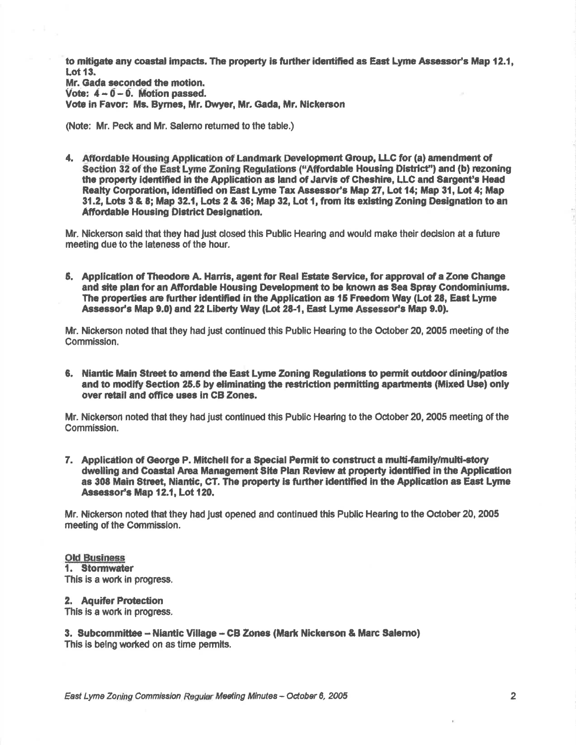**to mitigate any coastal impacts. The property is further identified as East Lyme Assessor's Map 12.1, Lot 13.**
**Mr. Gada seconded the motion.**
**Vote: 4 – 0 – 0. Motion passed.**
**Vote in Favor: Ms. Byrnes, Mr. Dwyer, Mr. Gada, Mr. Nickerson**

(Note: Mr. Peck and Mr. Salerno returned to the table.)

4. **Affordable Housing Application of Landmark Development Group, LLC for (a) amendment of Section 32 of the East Lyme Zoning Regulations ("Affordable Housing District") and (b) rezoning the property identified in the Application as land of Jarvis of Cheshire, LLC and Sargent's Head Realty Corporation, identified on East Lyme Tax Assessor's Map 27, Lot 14; Map 31, Lot 4; Map 31.2, Lots 3 & 8; Map 32.1, Lots 2 & 36; Map 32, Lot 1, from its existing Zoning Designation to an Affordable Housing District Designation.**

Mr. Nickerson said that they had just closed this Public Hearing and would make their decision at a future meeting due to the lateness of the hour.

5. **Application of Theodore A. Harris, agent for Real Estate Service, for approval of a Zone Change and site plan for an Affordable Housing Development to be known as Sea Spray Condominiums. The properties are further identified in the Application as 15 Freedom Way (Lot 28, East Lyme Assessor's Map 9.0) and 22 Liberty Way (Lot 28-1, East Lyme Assessor's Map 9.0).**

Mr. Nickerson noted that they had just continued this Public Hearing to the October 20, 2005 meeting of the Commission.

6. **Niantic Main Street to amend the East Lyme Zoning Regulations to permit outdoor dining/patios and to modify Section 25.5 by eliminating the restriction permitting apartments (Mixed Use) only over retail and office uses in CB Zones.**

Mr. Nickerson noted that they had just continued this Public Hearing to the October 20, 2005 meeting of the Commission.

7. **Application of George P. Mitchell for a Special Permit to construct a multi-family/multi-story dwelling and Coastal Area Management Site Plan Review at property identified in the Application as 308 Main Street, Niantic, CT. The property is further identified in the Application as East Lyme Assessor's Map 12.1, Lot 120.**

Mr. Nickerson noted that they had just opened and continued this Public Hearing to the October 20, 2005 meeting of the Commission.

**Old Business**

**1. Stormwater**
This is a work in progress.

**2. Aquifer Protection**
This is a work in progress.

**3. Subcommittee – Niantic Village – CB Zones (Mark Nickerson & Marc Salerno)**
This is being worked on as time permits.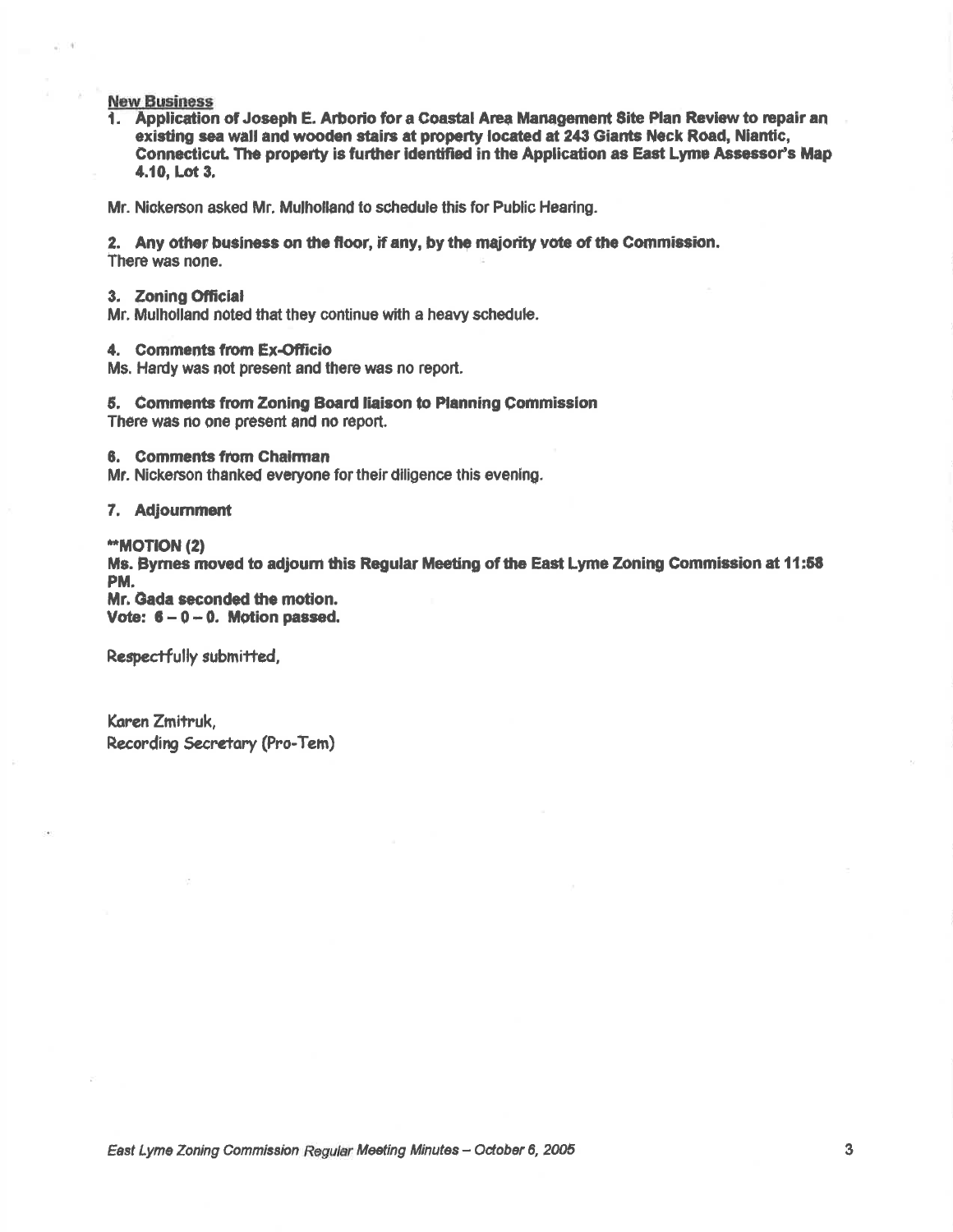**New Business**

1. **Application of Joseph E. Arborio for a Coastal Area Management Site Plan Review to repair an existing sea wall and wooden stairs at property located at 243 Giants Neck Road, Niantic, Connecticut. The property is further identified in the Application as East Lyme Assessor's Map 4.10, Lot 3.**

Mr. Nickerson asked Mr. Mulholland to schedule this for Public Hearing.

**2. Any other business on the floor, if any, by the majority vote of the Commission.**
There was none.

**3. Zoning Official**
Mr. Mulholland noted that they continue with a heavy schedule.

**4. Comments from Ex-Officio**
Ms. Hardy was not present and there was no report.

**5. Comments from Zoning Board liaison to Planning Commission**
There was no one present and no report.

**6. Comments from Chairman**
Mr. Nickerson thanked everyone for their diligence this evening.

**7. Adjournment**

****MOTION (2)**
**Ms. Byrnes moved to adjourn this Regular Meeting of the East Lyme Zoning Commission at 11:58 PM.**
**Mr. Gada seconded the motion.**
**Vote: 6 – 0 – 0. Motion passed.**

Respectfully submitted,

Karen Zmitruk,
Recording Secretary (Pro-Tem)